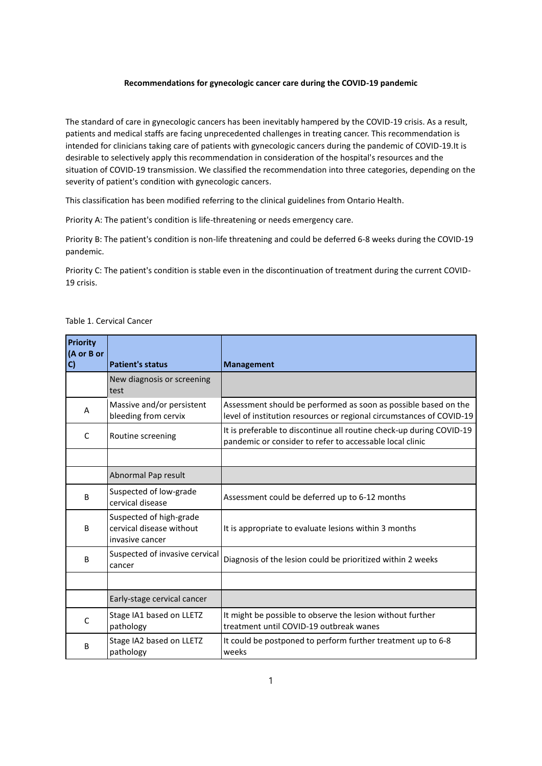# Recommendations for gynecologic cancer care during the COVID-19 pandemic

The standard of care in gynecologic cancers has been inevitably hampered by the COVID-19 crisis. As a result, patients and medical staffs are facing unprecedented challenges in treating cancer. This recommendation is intended for clinicians taking care of patients with gynecologic cancers during the pandemic of COVID-19.It is desirable to selectively apply this recommendation in consideration of the hospital's resources and the situation of COVID-19 transmission. We classified the recommendation into three categories, depending on the severity of patient's condition with gynecologic cancers.

This classification has been modified referring to the clinical guidelines from Ontario Health.

Priority A: The patient's condition is life-threatening or needs emergency care.

Priority B: The patient's condition is non-life threatening and could be deferred 6-8 weeks during the COVID-19 pandemic.

Priority C: The patient's condition is stable even in the discontinuation of treatment during the current COVID-19 crisis.

Table 1. Cervical Cancer

| Priority (A or B or C) | Patient's status | Management |
|---|---|---|
| | New diagnosis or screening test | |
| A | Massive and/or persistent bleeding from cervix | Assessment should be performed as soon as possible based on the level of institution resources or regional circumstances of COVID-19 |
| C | Routine screening | It is preferable to discontinue all routine check-up during COVID-19 pandemic or consider to refer to accessable local clinic |
| | | |
| | Abnormal Pap result | |
| B | Suspected of low-grade cervical disease | Assessment could be deferred up to 6-12 months |
| B | Suspected of high-grade cervical disease without invasive cancer | It is appropriate to evaluate lesions within 3 months |
| B | Suspected of invasive cervical cancer | Diagnosis of the lesion could be prioritized within 2 weeks |
| | | |
| | Early-stage cervical cancer | |
| C | Stage IA1 based on LLETZ pathology | It might be possible to observe the lesion without further treatment until COVID-19 outbreak wanes |
| B | Stage IA2 based on LLETZ pathology | It could be postponed to perform further treatment up to 6-8 weeks |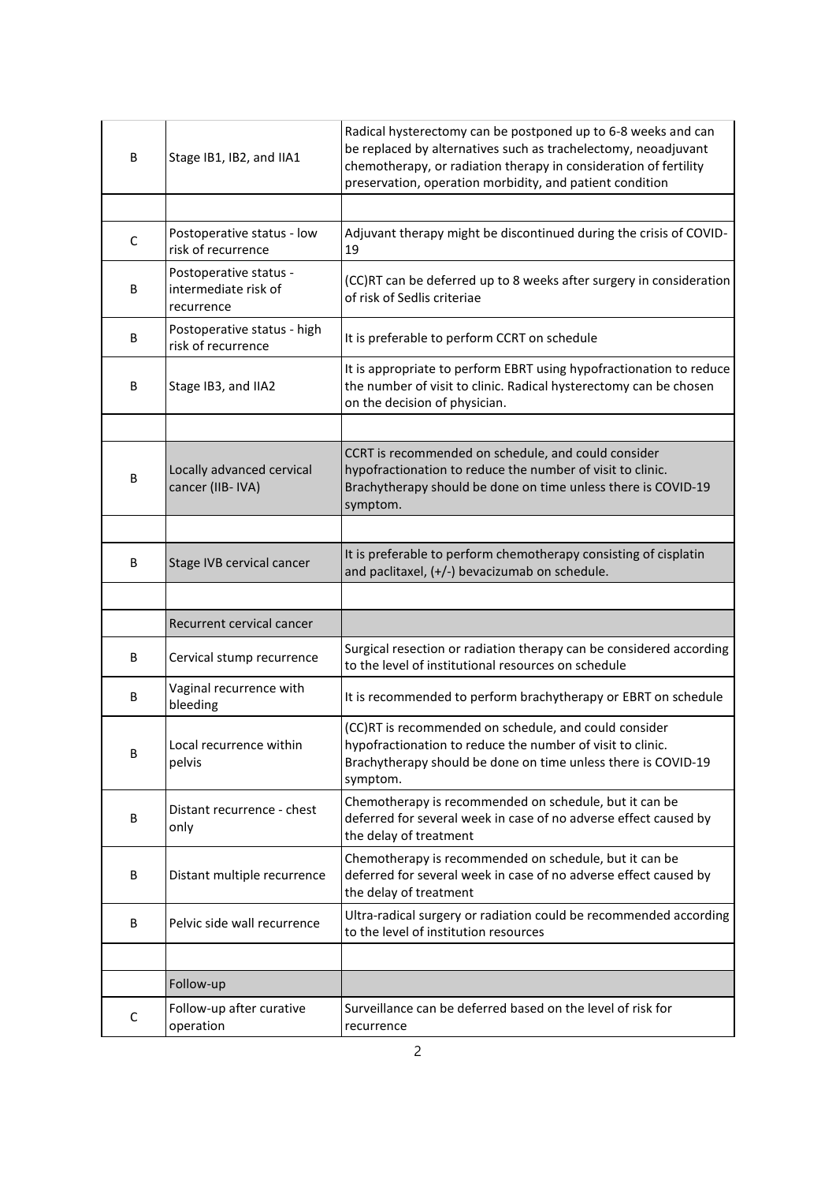| | | |
|---|---|---|
| B | Stage IB1, IB2, and IIA1 | Radical hysterectomy can be postponed up to 6-8 weeks and can be replaced by alternatives such as trachelectomy, neoadjuvant chemotherapy, or radiation therapy in consideration of fertility preservation, operation morbidity, and patient condition |
| | | |
| C | Postoperative status - low risk of recurrence | Adjuvant therapy might be discontinued during the crisis of COVID-19 |
| B | Postoperative status - intermediate risk of recurrence | (CC)RT can be deferred up to 8 weeks after surgery in consideration of risk of Sedlis criteriae |
| B | Postoperative status - high risk of recurrence | It is preferable to perform CCRT on schedule |
| B | Stage IB3, and IIA2 | It is appropriate to perform EBRT using hypofractionation to reduce the number of visit to clinic. Radical hysterectomy can be chosen on the decision of physician. |
| | | |
| B | Locally advanced cervical cancer (IIB- IVA) | CCRT is recommended on schedule, and could consider hypofractionation to reduce the number of visit to clinic. Brachytherapy should be done on time unless there is COVID-19 symptom. |
| | | |
| B | Stage IVB cervical cancer | It is preferable to perform chemotherapy consisting of cisplatin and paclitaxel, (+/-) bevacizumab on schedule. |
| | | |
| | Recurrent cervical cancer | |
| B | Cervical stump recurrence | Surgical resection or radiation therapy can be considered according to the level of institutional resources on schedule |
| B | Vaginal recurrence with bleeding | It is recommended to perform brachytherapy or EBRT on schedule |
| B | Local recurrence within pelvis | (CC)RT is recommended on schedule, and could consider hypofractionation to reduce the number of visit to clinic. Brachytherapy should be done on time unless there is COVID-19 symptom. |
| B | Distant recurrence - chest only | Chemotherapy is recommended on schedule, but it can be deferred for several week in case of no adverse effect caused by the delay of treatment |
| B | Distant multiple recurrence | Chemotherapy is recommended on schedule, but it can be deferred for several week in case of no adverse effect caused by the delay of treatment |
| B | Pelvic side wall recurrence | Ultra-radical surgery or radiation could be recommended according to the level of institution resources |
| | | |
| | Follow-up | |
| C | Follow-up after curative operation | Surveillance can be deferred based on the level of risk for recurrence |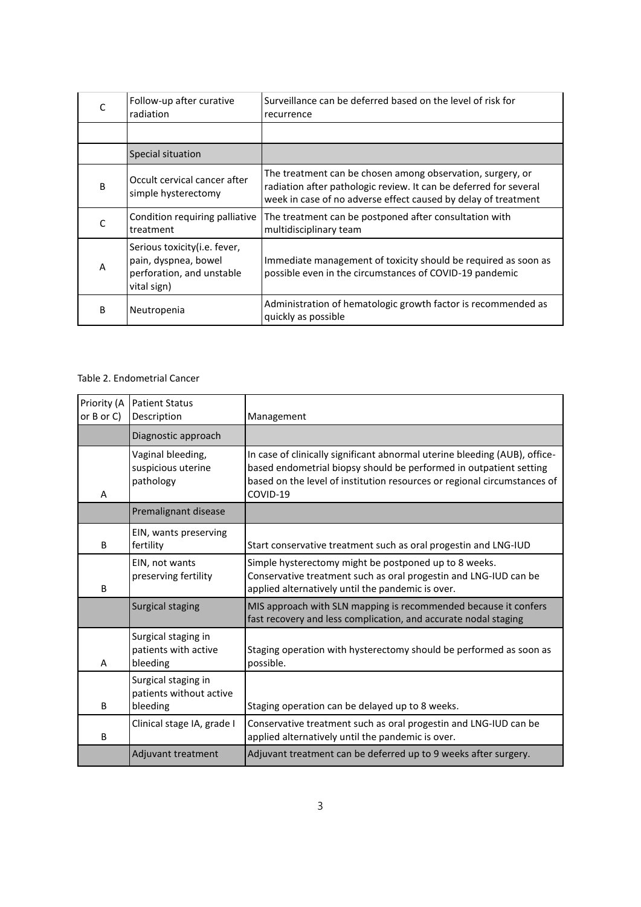| | | |
|---|---|---|
| C | Follow-up after curative radiation | Surveillance can be deferred based on the level of risk for recurrence |
| | | |
| | Special situation | |
| B | Occult cervical cancer after simple hysterectomy | The treatment can be chosen among observation, surgery, or radiation after pathologic review. It can be deferred for several week in case of no adverse effect caused by delay of treatment |
| C | Condition requiring palliative treatment | The treatment can be postponed after consultation with multidisciplinary team |
| A | Serious toxicity(i.e. fever, pain, dyspnea, bowel perforation, and unstable vital sign) | Immediate management of toxicity should be required as soon as possible even in the circumstances of COVID-19 pandemic |
| B | Neutropenia | Administration of hematologic growth factor is recommended as quickly as possible |

Table 2. Endometrial Cancer

| Priority (A or B or C) | Patient Status Description | Management |
|---|---|---|
| | Diagnostic approach | |
| A | Vaginal bleeding, suspicious uterine pathology | In case of clinically significant abnormal uterine bleeding (AUB), office-based endometrial biopsy should be performed in outpatient setting based on the level of institution resources or regional circumstances of COVID-19 |
| | Premalignant disease | |
| B | EIN, wants preserving fertility | Start conservative treatment such as oral progestin and LNG-IUD |
| B | EIN, not wants preserving fertility | Simple hysterectomy might be postponed up to 8 weeks. Conservative treatment such as oral progestin and LNG-IUD can be applied alternatively until the pandemic is over. |
| | Surgical staging | MIS approach with SLN mapping is recommended because it confers fast recovery and less complication, and accurate nodal staging |
| A | Surgical staging in patients with active bleeding | Staging operation with hysterectomy should be performed as soon as possible. |
| B | Surgical staging in patients without active bleeding | Staging operation can be delayed up to 8 weeks. |
| B | Clinical stage IA, grade I | Conservative treatment such as oral progestin and LNG-IUD can be applied alternatively until the pandemic is over. |
| | Adjuvant treatment | Adjuvant treatment can be deferred up to 9 weeks after surgery. |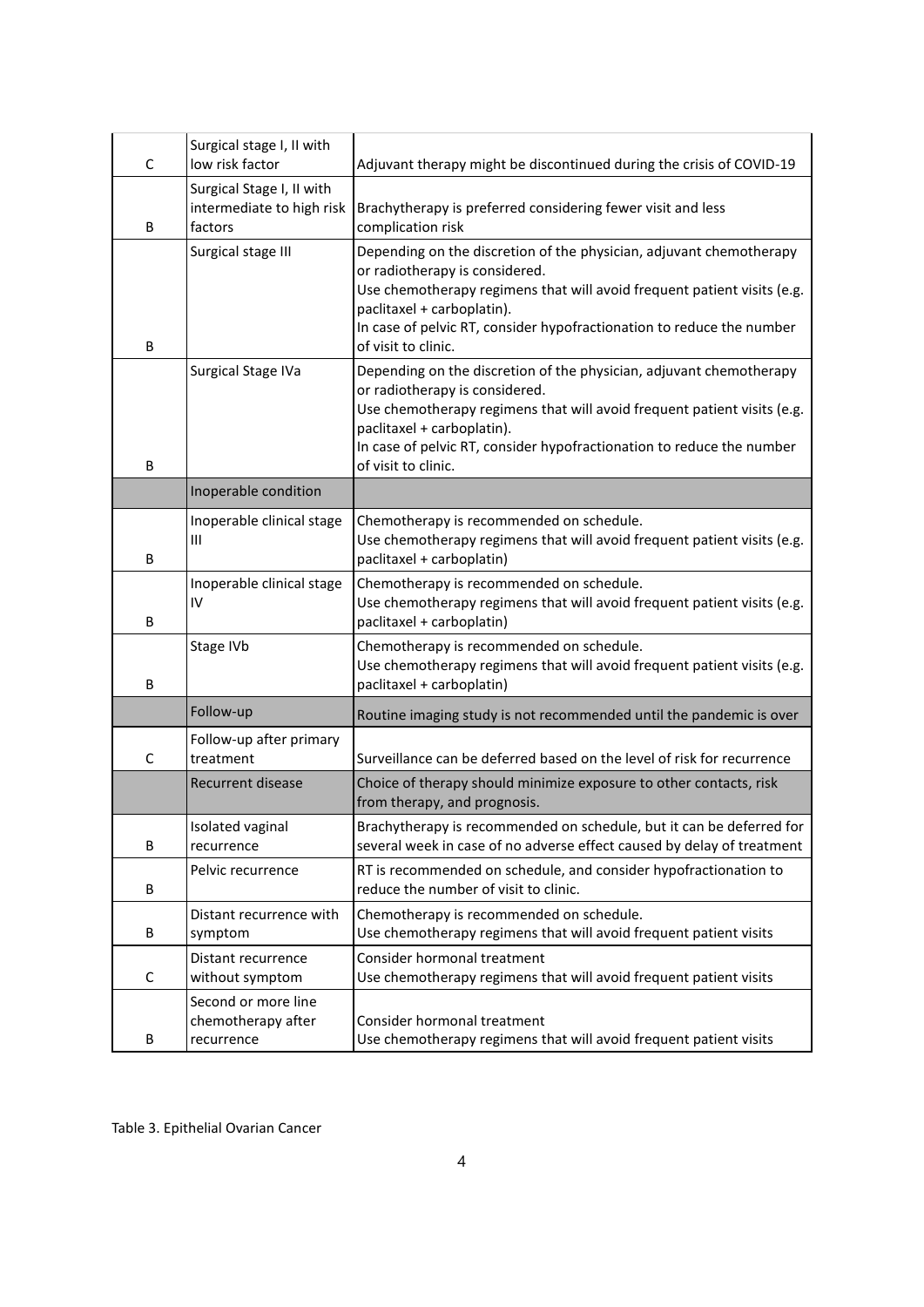| | | |
|---|---|---|
| C | Surgical stage I, II with low risk factor | Adjuvant therapy might be discontinued during the crisis of COVID-19 |
| B | Surgical Stage I, II with intermediate to high risk factors | Brachytherapy is preferred considering fewer visit and less complication risk |
| B | Surgical stage III | Depending on the discretion of the physician, adjuvant chemotherapy or radiotherapy is considered.<br>Use chemotherapy regimens that will avoid frequent patient visits (e.g. paclitaxel + carboplatin).<br>In case of pelvic RT, consider hypofractionation to reduce the number of visit to clinic. |
| B | Surgical Stage IVa | Depending on the discretion of the physician, adjuvant chemotherapy or radiotherapy is considered.<br>Use chemotherapy regimens that will avoid frequent patient visits (e.g. paclitaxel + carboplatin).<br>In case of pelvic RT, consider hypofractionation to reduce the number of visit to clinic. |
| | Inoperable condition | |
| B | Inoperable clinical stage III | Chemotherapy is recommended on schedule.<br>Use chemotherapy regimens that will avoid frequent patient visits (e.g. paclitaxel + carboplatin) |
| B | Inoperable clinical stage IV | Chemotherapy is recommended on schedule.<br>Use chemotherapy regimens that will avoid frequent patient visits (e.g. paclitaxel + carboplatin) |
| B | Stage IVb | Chemotherapy is recommended on schedule.<br>Use chemotherapy regimens that will avoid frequent patient visits (e.g. paclitaxel + carboplatin) |
| | Follow-up | Routine imaging study is not recommended until the pandemic is over |
| C | Follow-up after primary treatment | Surveillance can be deferred based on the level of risk for recurrence |
| | Recurrent disease | Choice of therapy should minimize exposure to other contacts, risk from therapy, and prognosis. |
| B | Isolated vaginal recurrence | Brachytherapy is recommended on schedule, but it can be deferred for several week in case of no adverse effect caused by delay of treatment |
| B | Pelvic recurrence | RT is recommended on schedule, and consider hypofractionation to reduce the number of visit to clinic. |
| B | Distant recurrence with symptom | Chemotherapy is recommended on schedule.<br>Use chemotherapy regimens that will avoid frequent patient visits |
| C | Distant recurrence without symptom | Consider hormonal treatment<br>Use chemotherapy regimens that will avoid frequent patient visits |
| B | Second or more line chemotherapy after recurrence | Consider hormonal treatment<br>Use chemotherapy regimens that will avoid frequent patient visits |

Table 3. Epithelial Ovarian Cancer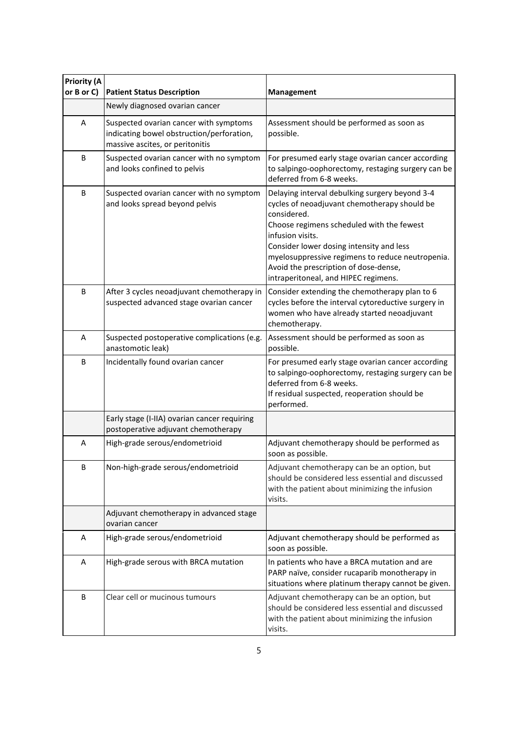| Priority (A or B or C) | Patient Status Description | Management |
|---|---|---|
| | Newly diagnosed ovarian cancer | |
| A | Suspected ovarian cancer with symptoms indicating bowel obstruction/perforation, massive ascites, or peritonitis | Assessment should be performed as soon as possible. |
| B | Suspected ovarian cancer with no symptom and looks confined to pelvis | For presumed early stage ovarian cancer according to salpingo-oophorectomy, restaging surgery can be deferred from 6-8 weeks. |
| B | Suspected ovarian cancer with no symptom and looks spread beyond pelvis | Delaying interval debulking surgery beyond 3-4 cycles of neoadjuvant chemotherapy should be considered.<br>Choose regimens scheduled with the fewest infusion visits.<br>Consider lower dosing intensity and less myelosuppressive regimens to reduce neutropenia.<br>Avoid the prescription of dose-dense, intraperitoneal, and HIPEC regimens. |
| B | After 3 cycles neoadjuvant chemotherapy in suspected advanced stage ovarian cancer | Consider extending the chemotherapy plan to 6 cycles before the interval cytoreductive surgery in women who have already started neoadjuvant chemotherapy. |
| A | Suspected postoperative complications (e.g. anastomotic leak) | Assessment should be performed as soon as possible. |
| B | Incidentally found ovarian cancer | For presumed early stage ovarian cancer according to salpingo-oophorectomy, restaging surgery can be deferred from 6-8 weeks.<br>If residual suspected, reoperation should be performed. |
| | Early stage (I-IIA) ovarian cancer requiring postoperative adjuvant chemotherapy | |
| A | High-grade serous/endometrioid | Adjuvant chemotherapy should be performed as soon as possible. |
| B | Non-high-grade serous/endometrioid | Adjuvant chemotherapy can be an option, but should be considered less essential and discussed with the patient about minimizing the infusion visits. |
| | Adjuvant chemotherapy in advanced stage ovarian cancer | |
| A | High-grade serous/endometrioid | Adjuvant chemotherapy should be performed as soon as possible. |
| A | High-grade serous with BRCA mutation | In patients who have a BRCA mutation and are PARP naïve, consider rucaparib monotherapy in situations where platinum therapy cannot be given. |
| B | Clear cell or mucinous tumours | Adjuvant chemotherapy can be an option, but should be considered less essential and discussed with the patient about minimizing the infusion visits. |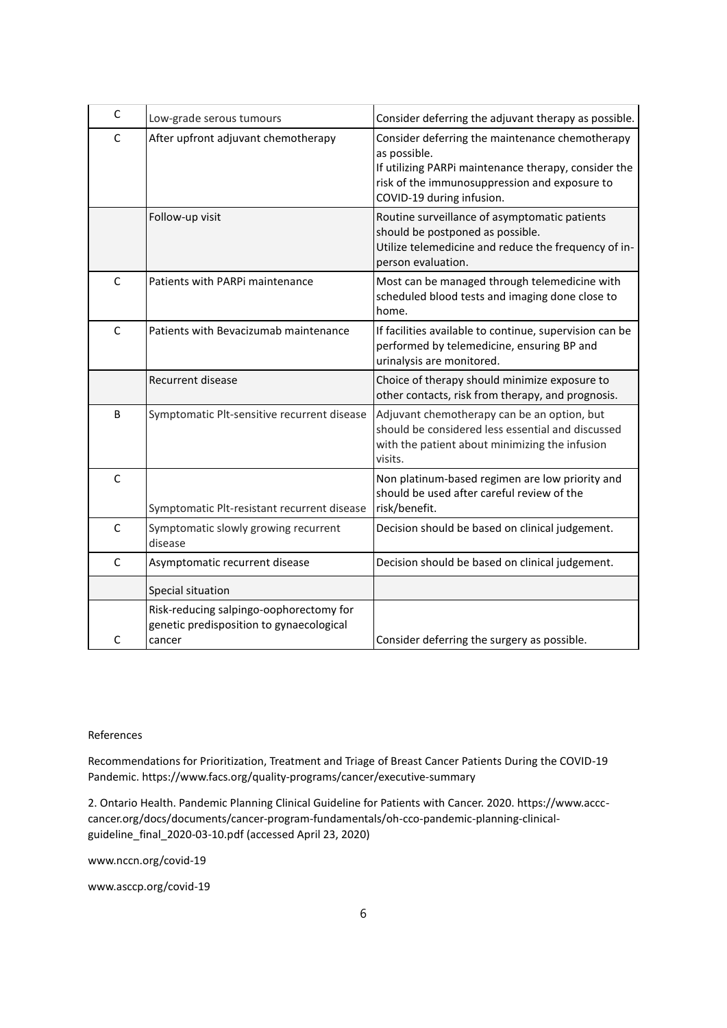| | | |
|---|---|---|
| C | Low-grade serous tumours | Consider deferring the adjuvant therapy as possible. |
| C | After upfront adjuvant chemotherapy | Consider deferring the maintenance chemotherapy as possible.<br>If utilizing PARPi maintenance therapy, consider the risk of the immunosuppression and exposure to COVID-19 during infusion. |
| | Follow-up visit | Routine surveillance of asymptomatic patients should be postponed as possible.<br>Utilize telemedicine and reduce the frequency of in-person evaluation. |
| C | Patients with PARPi maintenance | Most can be managed through telemedicine with scheduled blood tests and imaging done close to home. |
| C | Patients with Bevacizumab maintenance | If facilities available to continue, supervision can be performed by telemedicine, ensuring BP and urinalysis are monitored. |
| | Recurrent disease | Choice of therapy should minimize exposure to other contacts, risk from therapy, and prognosis. |
| B | Symptomatic Plt-sensitive recurrent disease | Adjuvant chemotherapy can be an option, but should be considered less essential and discussed with the patient about minimizing the infusion visits. |
| C | Symptomatic Plt-resistant recurrent disease | Non platinum-based regimen are low priority and should be used after careful review of the risk/benefit. |
| C | Symptomatic slowly growing recurrent disease | Decision should be based on clinical judgement. |
| C | Asymptomatic recurrent disease | Decision should be based on clinical judgement. |
| | Special situation | |
| C | Risk-reducing salpingo-oophorectomy for genetic predisposition to gynaecological cancer | Consider deferring the surgery as possible. |

References

Recommendations for Prioritization, Treatment and Triage of Breast Cancer Patients During the COVID-19 Pandemic. https://www.facs.org/quality-programs/cancer/executive-summary

2. Ontario Health. Pandemic Planning Clinical Guideline for Patients with Cancer. 2020. https://www.accc-cancer.org/docs/documents/cancer-program-fundamentals/oh-cco-pandemic-planning-clinical-guideline_final_2020-03-10.pdf (accessed April 23, 2020)

www.nccn.org/covid-19

www.asccp.org/covid-19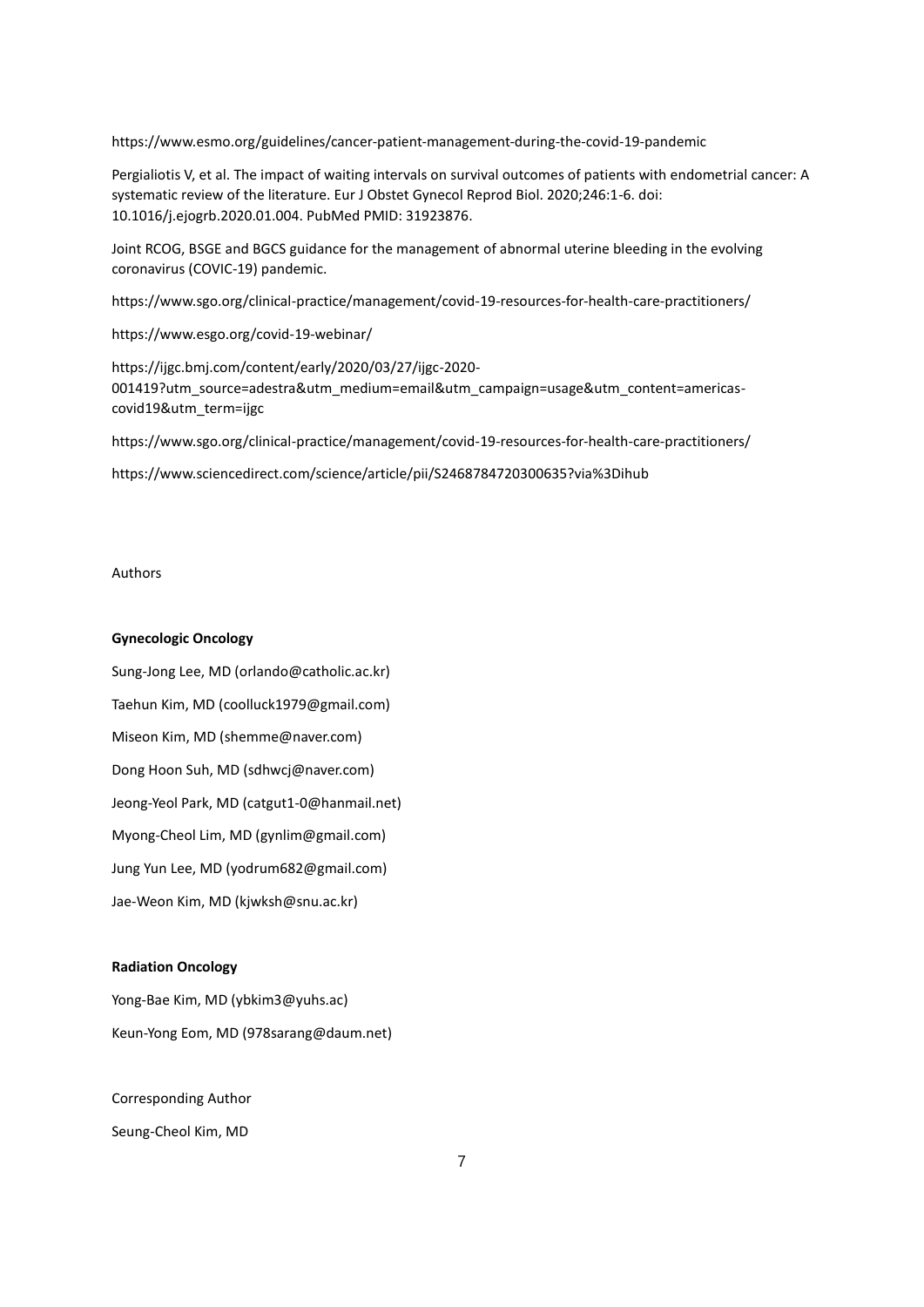https://www.esmo.org/guidelines/cancer-patient-management-during-the-covid-19-pandemic

Pergialiotis V, et al. The impact of waiting intervals on survival outcomes of patients with endometrial cancer: A systematic review of the literature. Eur J Obstet Gynecol Reprod Biol. 2020;246:1-6. doi: 10.1016/j.ejogrb.2020.01.004. PubMed PMID: 31923876.

Joint RCOG, BSGE and BGCS guidance for the management of abnormal uterine bleeding in the evolving coronavirus (COVIC-19) pandemic.

https://www.sgo.org/clinical-practice/management/covid-19-resources-for-health-care-practitioners/

https://www.esgo.org/covid-19-webinar/

https://ijgc.bmj.com/content/early/2020/03/27/ijgc-2020-001419?utm_source=adestra&utm_medium=email&utm_campaign=usage&utm_content=americas-covid19&utm_term=ijgc

https://www.sgo.org/clinical-practice/management/covid-19-resources-for-health-care-practitioners/

https://www.sciencedirect.com/science/article/pii/S2468784720300635?via%3Dihub

Authors

**Gynecologic Oncology**

Sung-Jong Lee, MD (orlando@catholic.ac.kr)

Taehun Kim, MD (coolluck1979@gmail.com)

Miseon Kim, MD (shemme@naver.com)

Dong Hoon Suh, MD (sdhwcj@naver.com)

Jeong-Yeol Park, MD (catgut1-0@hanmail.net)

Myong-Cheol Lim, MD (gynlim@gmail.com)

Jung Yun Lee, MD (yodrum682@gmail.com)

Jae-Weon Kim, MD (kjwksh@snu.ac.kr)

**Radiation Oncology**

Yong-Bae Kim, MD (ybkim3@yuhs.ac)

Keun-Yong Eom, MD (978sarang@daum.net)

Corresponding Author

Seung-Cheol Kim, MD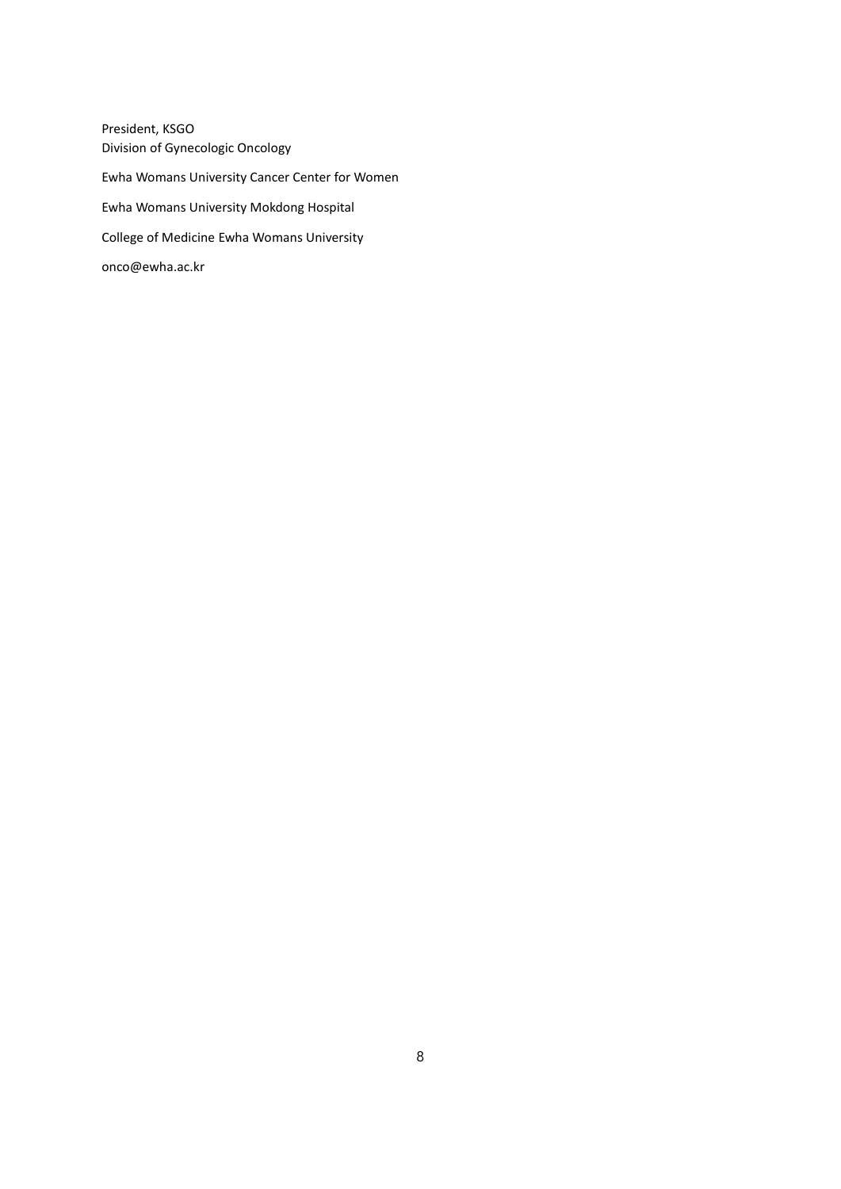President, KSGO
Division of Gynecologic Oncology

Ewha Womans University Cancer Center for Women

Ewha Womans University Mokdong Hospital

College of Medicine Ewha Womans University

onco@ewha.ac.kr